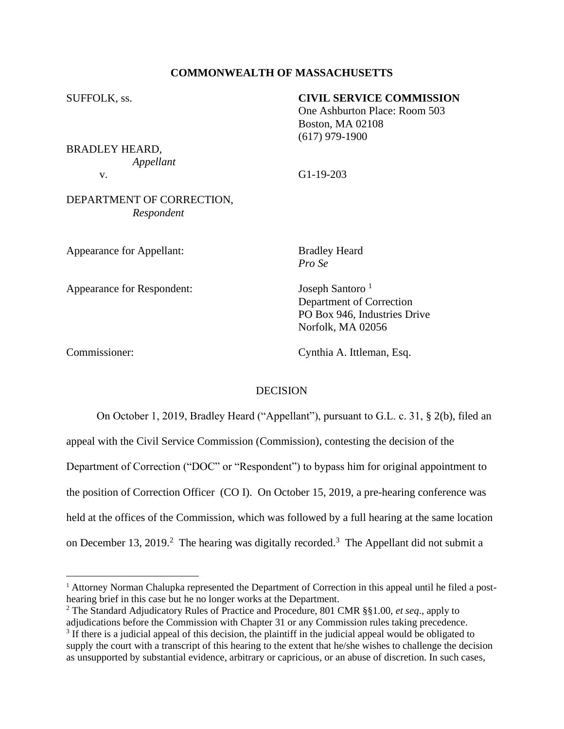**COMMONWEALTH OF MASSACHUSETTS**

SUFFOLK, ss.

**CIVIL SERVICE COMMISSION**
One Ashburton Place: Room 503
Boston, MA 02108
(617) 979-1900

BRADLEY HEARD,
*Appellant*

v.

G1-19-203

DEPARTMENT OF CORRECTION,
*Respondent*

Appearance for Appellant: Bradley Heard
*Pro Se*

Appearance for Respondent: Joseph Santoro [1]
Department of Correction
PO Box 946, Industries Drive
Norfolk, MA 02056

Commissioner: Cynthia A. Ittleman, Esq.

DECISION

On October 1, 2019, Bradley Heard ("Appellant"), pursuant to G.L. c. 31, § 2(b), filed an appeal with the Civil Service Commission (Commission), contesting the decision of the Department of Correction ("DOC" or "Respondent") to bypass him for original appointment to the position of Correction Officer (CO I). On October 15, 2019, a pre-hearing conference was held at the offices of the Commission, which was followed by a full hearing at the same location on December 13, 2019.[2] The hearing was digitally recorded.[3] The Appellant did not submit a

---

[1] Attorney Norman Chalupka represented the Department of Correction in this appeal until he filed a post-hearing brief in this case but he no longer works at the Department.

[2] The Standard Adjudicatory Rules of Practice and Procedure, 801 CMR §§1.00, *et seq*., apply to adjudications before the Commission with Chapter 31 or any Commission rules taking precedence.

[3] If there is a judicial appeal of this decision, the plaintiff in the judicial appeal would be obligated to supply the court with a transcript of this hearing to the extent that he/she wishes to challenge the decision as unsupported by substantial evidence, arbitrary or capricious, or an abuse of discretion. In such cases,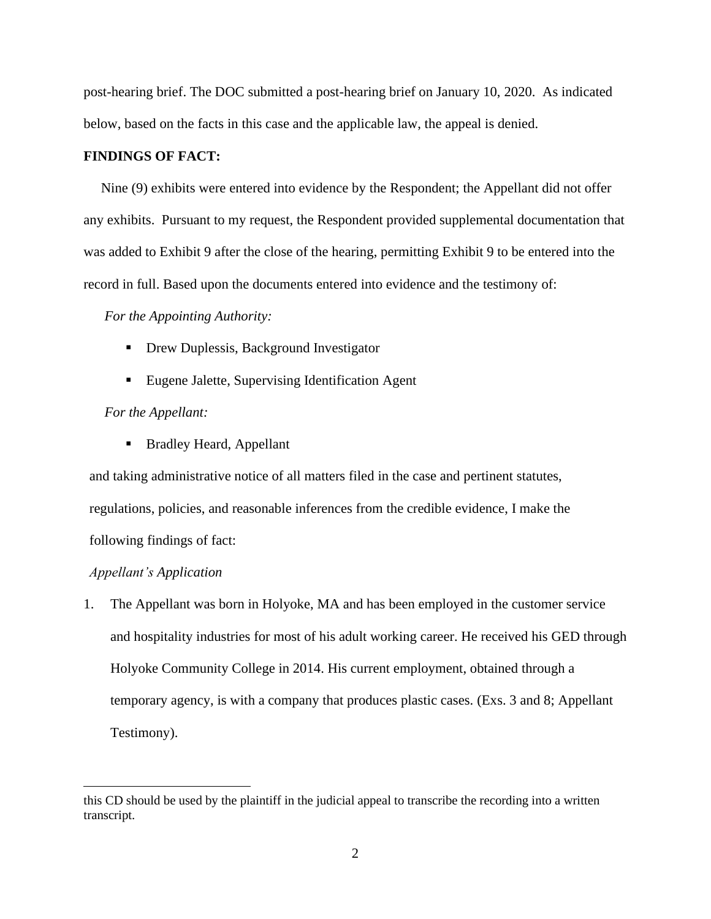post-hearing brief. The DOC submitted a post-hearing brief on January 10, 2020. As indicated below, based on the facts in this case and the applicable law, the appeal is denied.

**FINDINGS OF FACT:**

Nine (9) exhibits were entered into evidence by the Respondent; the Appellant did not offer any exhibits. Pursuant to my request, the Respondent provided supplemental documentation that was added to Exhibit 9 after the close of the hearing, permitting Exhibit 9 to be entered into the record in full. Based upon the documents entered into evidence and the testimony of:

*For the Appointing Authority:*

- Drew Duplessis, Background Investigator
- Eugene Jalette, Supervising Identification Agent

*For the Appellant:*

- Bradley Heard, Appellant

and taking administrative notice of all matters filed in the case and pertinent statutes, regulations, policies, and reasonable inferences from the credible evidence, I make the following findings of fact:

*Appellant's Application*

1. The Appellant was born in Holyoke, MA and has been employed in the customer service and hospitality industries for most of his adult working career. He received his GED through Holyoke Community College in 2014. His current employment, obtained through a temporary agency, is with a company that produces plastic cases. (Exs. 3 and 8; Appellant Testimony).

---

this CD should be used by the plaintiff in the judicial appeal to transcribe the recording into a written transcript.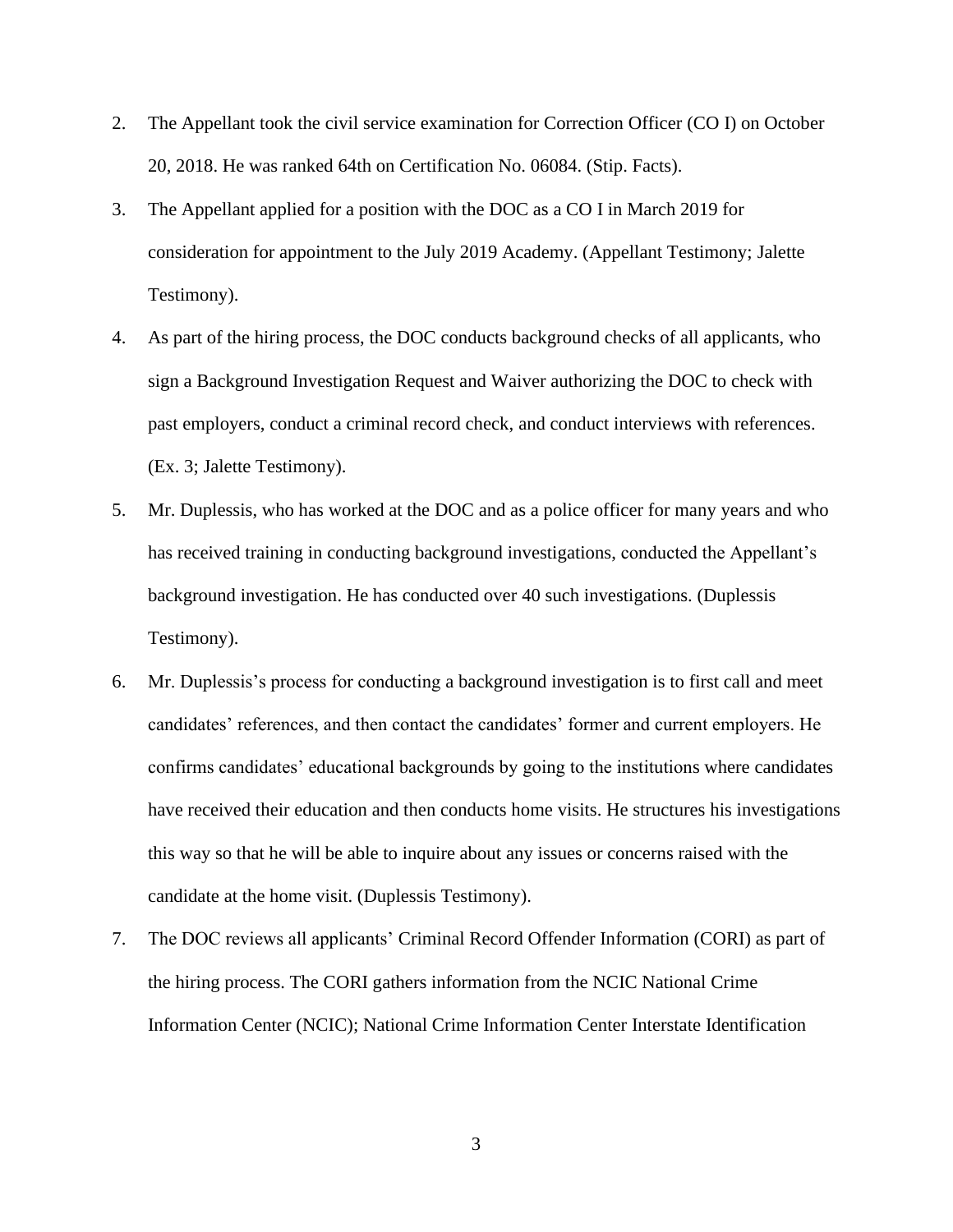2. The Appellant took the civil service examination for Correction Officer (CO I) on October 20, 2018. He was ranked 64th on Certification No. 06084. (Stip. Facts).

3. The Appellant applied for a position with the DOC as a CO I in March 2019 for consideration for appointment to the July 2019 Academy. (Appellant Testimony; Jalette Testimony).

4. As part of the hiring process, the DOC conducts background checks of all applicants, who sign a Background Investigation Request and Waiver authorizing the DOC to check with past employers, conduct a criminal record check, and conduct interviews with references. (Ex. 3; Jalette Testimony).

5. Mr. Duplessis, who has worked at the DOC and as a police officer for many years and who has received training in conducting background investigations, conducted the Appellant's background investigation. He has conducted over 40 such investigations. (Duplessis Testimony).

6. Mr. Duplessis's process for conducting a background investigation is to first call and meet candidates' references, and then contact the candidates' former and current employers. He confirms candidates' educational backgrounds by going to the institutions where candidates have received their education and then conducts home visits. He structures his investigations this way so that he will be able to inquire about any issues or concerns raised with the candidate at the home visit. (Duplessis Testimony).

7. The DOC reviews all applicants' Criminal Record Offender Information (CORI) as part of the hiring process. The CORI gathers information from the NCIC National Crime Information Center (NCIC); National Crime Information Center Interstate Identification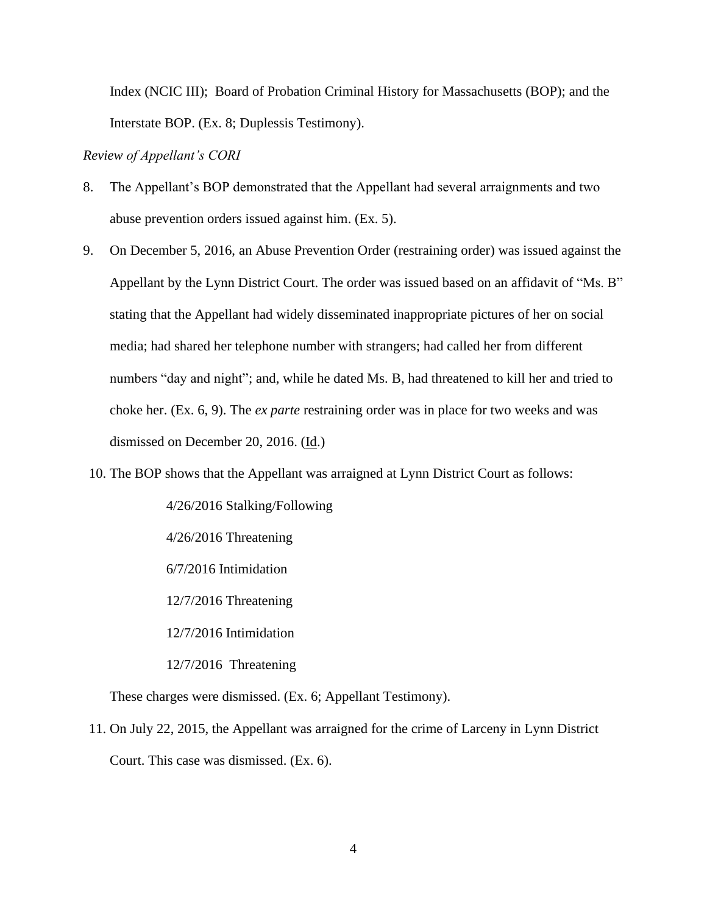Index (NCIC III); Board of Probation Criminal History for Massachusetts (BOP); and the Interstate BOP. (Ex. 8; Duplessis Testimony).

*Review of Appellant's CORI*

8. The Appellant's BOP demonstrated that the Appellant had several arraignments and two abuse prevention orders issued against him. (Ex. 5).

9. On December 5, 2016, an Abuse Prevention Order (restraining order) was issued against the Appellant by the Lynn District Court. The order was issued based on an affidavit of "Ms. B" stating that the Appellant had widely disseminated inappropriate pictures of her on social media; had shared her telephone number with strangers; had called her from different numbers "day and night"; and, while he dated Ms. B, had threatened to kill her and tried to choke her. (Ex. 6, 9). The *ex parte* restraining order was in place for two weeks and was dismissed on December 20, 2016. (Id.)

10. The BOP shows that the Appellant was arraigned at Lynn District Court as follows:

    4/26/2016 Stalking/Following

    4/26/2016 Threatening

    6/7/2016 Intimidation

    12/7/2016 Threatening

    12/7/2016 Intimidation

    12/7/2016 Threatening

    These charges were dismissed. (Ex. 6; Appellant Testimony).

11. On July 22, 2015, the Appellant was arraigned for the crime of Larceny in Lynn District Court. This case was dismissed. (Ex. 6).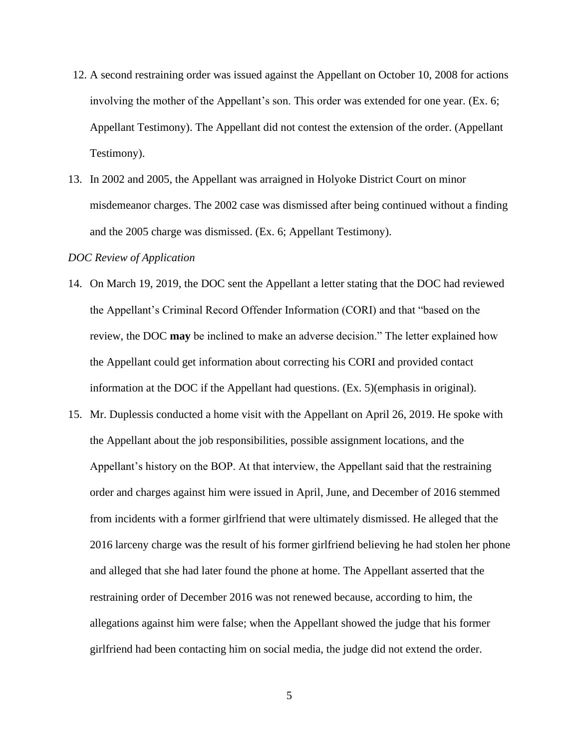12. A second restraining order was issued against the Appellant on October 10, 2008 for actions involving the mother of the Appellant's son. This order was extended for one year. (Ex. 6; Appellant Testimony). The Appellant did not contest the extension of the order. (Appellant Testimony).

13. In 2002 and 2005, the Appellant was arraigned in Holyoke District Court on minor misdemeanor charges. The 2002 case was dismissed after being continued without a finding and the 2005 charge was dismissed. (Ex. 6; Appellant Testimony).

*DOC Review of Application*

14. On March 19, 2019, the DOC sent the Appellant a letter stating that the DOC had reviewed the Appellant's Criminal Record Offender Information (CORI) and that "based on the review, the DOC **may** be inclined to make an adverse decision." The letter explained how the Appellant could get information about correcting his CORI and provided contact information at the DOC if the Appellant had questions. (Ex. 5)(emphasis in original).

15. Mr. Duplessis conducted a home visit with the Appellant on April 26, 2019. He spoke with the Appellant about the job responsibilities, possible assignment locations, and the Appellant's history on the BOP. At that interview, the Appellant said that the restraining order and charges against him were issued in April, June, and December of 2016 stemmed from incidents with a former girlfriend that were ultimately dismissed. He alleged that the 2016 larceny charge was the result of his former girlfriend believing he had stolen her phone and alleged that she had later found the phone at home. The Appellant asserted that the restraining order of December 2016 was not renewed because, according to him, the allegations against him were false; when the Appellant showed the judge that his former girlfriend had been contacting him on social media, the judge did not extend the order.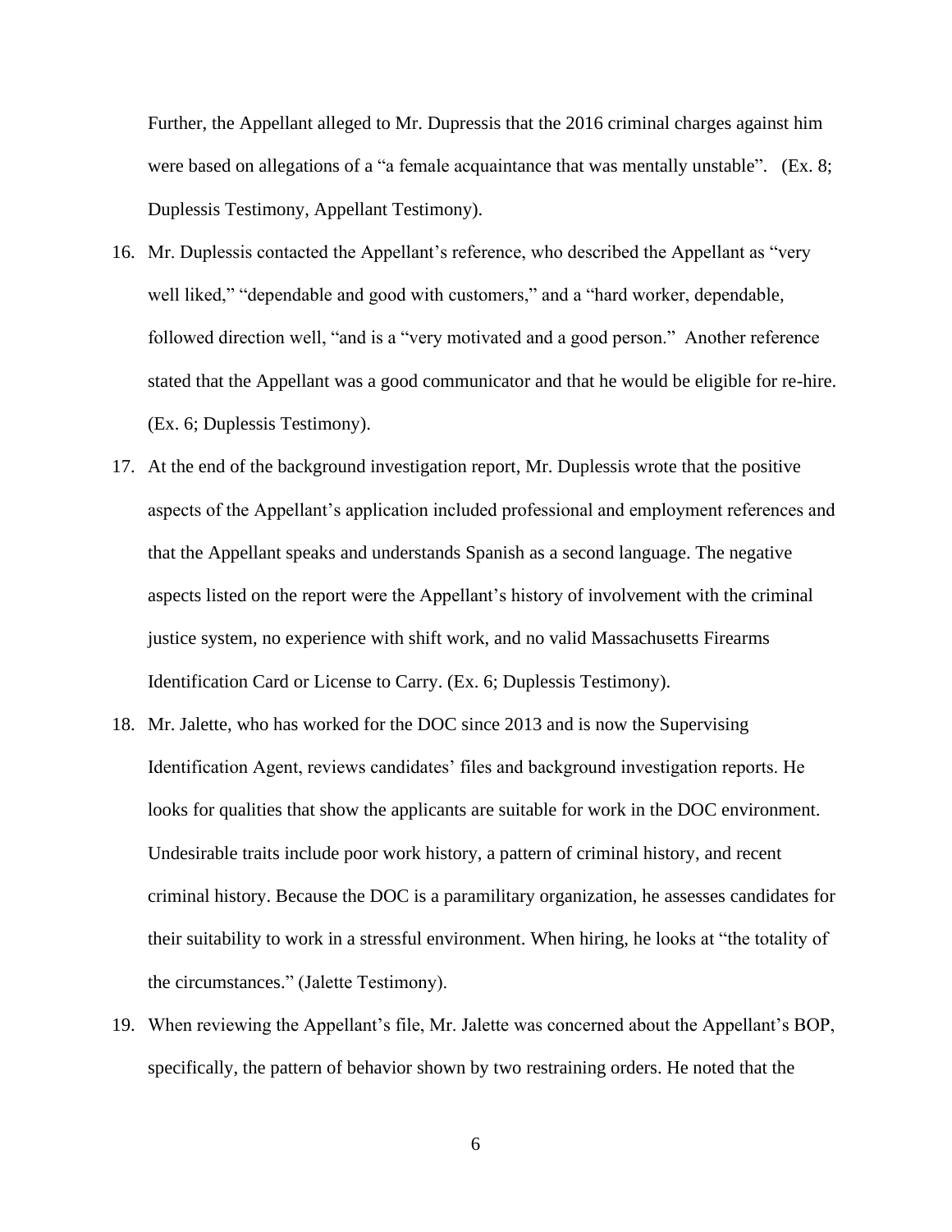Further, the Appellant alleged to Mr. Dupressis that the 2016 criminal charges against him were based on allegations of a "a female acquaintance that was mentally unstable". (Ex. 8; Duplessis Testimony, Appellant Testimony).

16. Mr. Duplessis contacted the Appellant's reference, who described the Appellant as "very well liked," "dependable and good with customers," and a "hard worker, dependable, followed direction well, "and is a "very motivated and a good person." Another reference stated that the Appellant was a good communicator and that he would be eligible for re-hire. (Ex. 6; Duplessis Testimony).

17. At the end of the background investigation report, Mr. Duplessis wrote that the positive aspects of the Appellant's application included professional and employment references and that the Appellant speaks and understands Spanish as a second language. The negative aspects listed on the report were the Appellant's history of involvement with the criminal justice system, no experience with shift work, and no valid Massachusetts Firearms Identification Card or License to Carry. (Ex. 6; Duplessis Testimony).

18. Mr. Jalette, who has worked for the DOC since 2013 and is now the Supervising Identification Agent, reviews candidates' files and background investigation reports. He looks for qualities that show the applicants are suitable for work in the DOC environment. Undesirable traits include poor work history, a pattern of criminal history, and recent criminal history. Because the DOC is a paramilitary organization, he assesses candidates for their suitability to work in a stressful environment. When hiring, he looks at "the totality of the circumstances." (Jalette Testimony).

19. When reviewing the Appellant's file, Mr. Jalette was concerned about the Appellant's BOP, specifically, the pattern of behavior shown by two restraining orders. He noted that the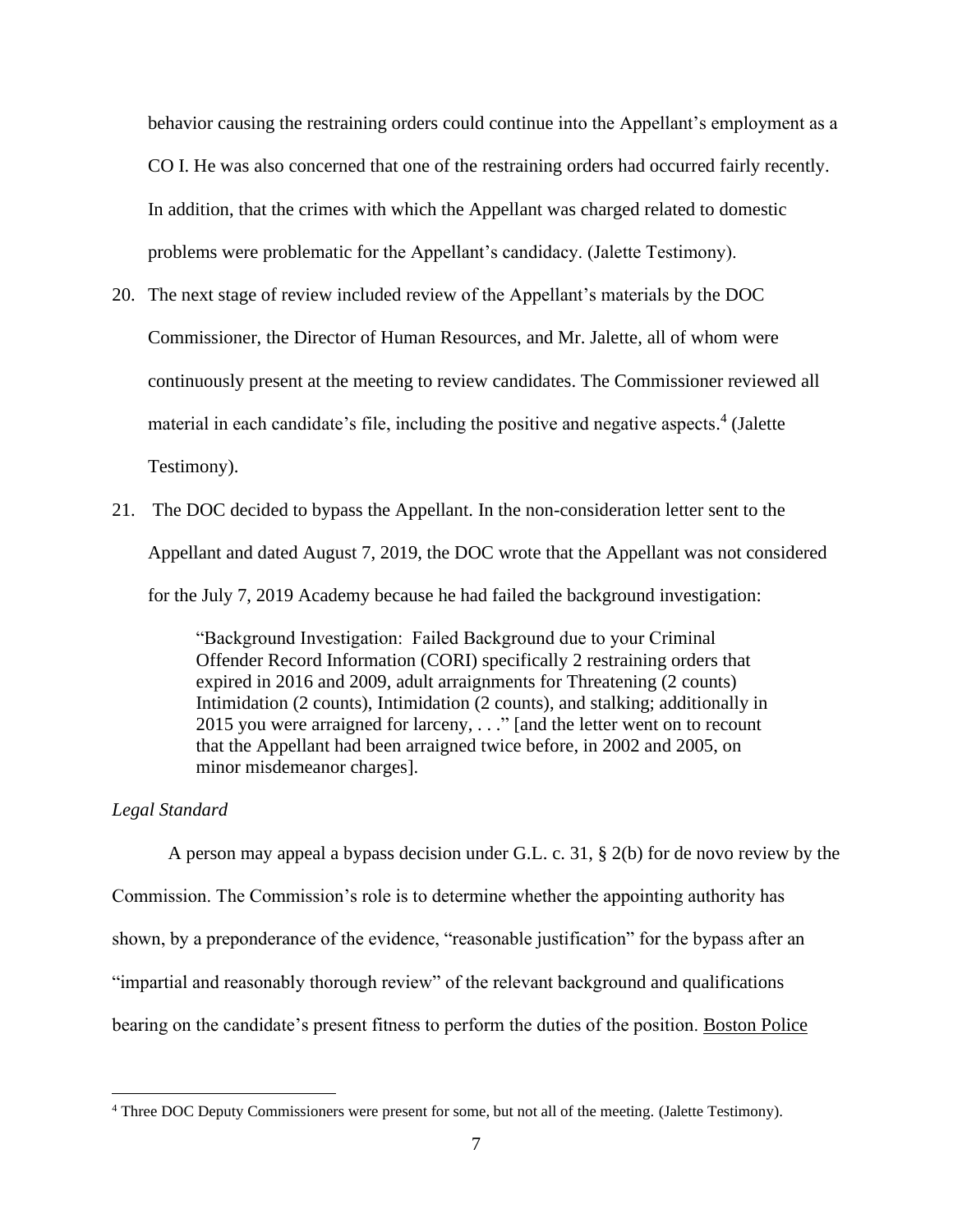behavior causing the restraining orders could continue into the Appellant's employment as a CO I. He was also concerned that one of the restraining orders had occurred fairly recently. In addition, that the crimes with which the Appellant was charged related to domestic problems were problematic for the Appellant's candidacy. (Jalette Testimony).

20. The next stage of review included review of the Appellant's materials by the DOC Commissioner, the Director of Human Resources, and Mr. Jalette, all of whom were continuously present at the meeting to review candidates. The Commissioner reviewed all material in each candidate's file, including the positive and negative aspects.[4] (Jalette Testimony).

21. The DOC decided to bypass the Appellant. In the non-consideration letter sent to the Appellant and dated August 7, 2019, the DOC wrote that the Appellant was not considered for the July 7, 2019 Academy because he had failed the background investigation:

> "Background Investigation: Failed Background due to your Criminal Offender Record Information (CORI) specifically 2 restraining orders that expired in 2016 and 2009, adult arraignments for Threatening (2 counts) Intimidation (2 counts), Intimidation (2 counts), and stalking; additionally in 2015 you were arraigned for larceny, . . ." [and the letter went on to recount that the Appellant had been arraigned twice before, in 2002 and 2005, on minor misdemeanor charges].

*Legal Standard*

A person may appeal a bypass decision under G.L. c. 31, § 2(b) for de novo review by the Commission. The Commission's role is to determine whether the appointing authority has shown, by a preponderance of the evidence, "reasonable justification" for the bypass after an "impartial and reasonably thorough review" of the relevant background and qualifications bearing on the candidate's present fitness to perform the duties of the position. Boston Police

[4] Three DOC Deputy Commissioners were present for some, but not all of the meeting. (Jalette Testimony).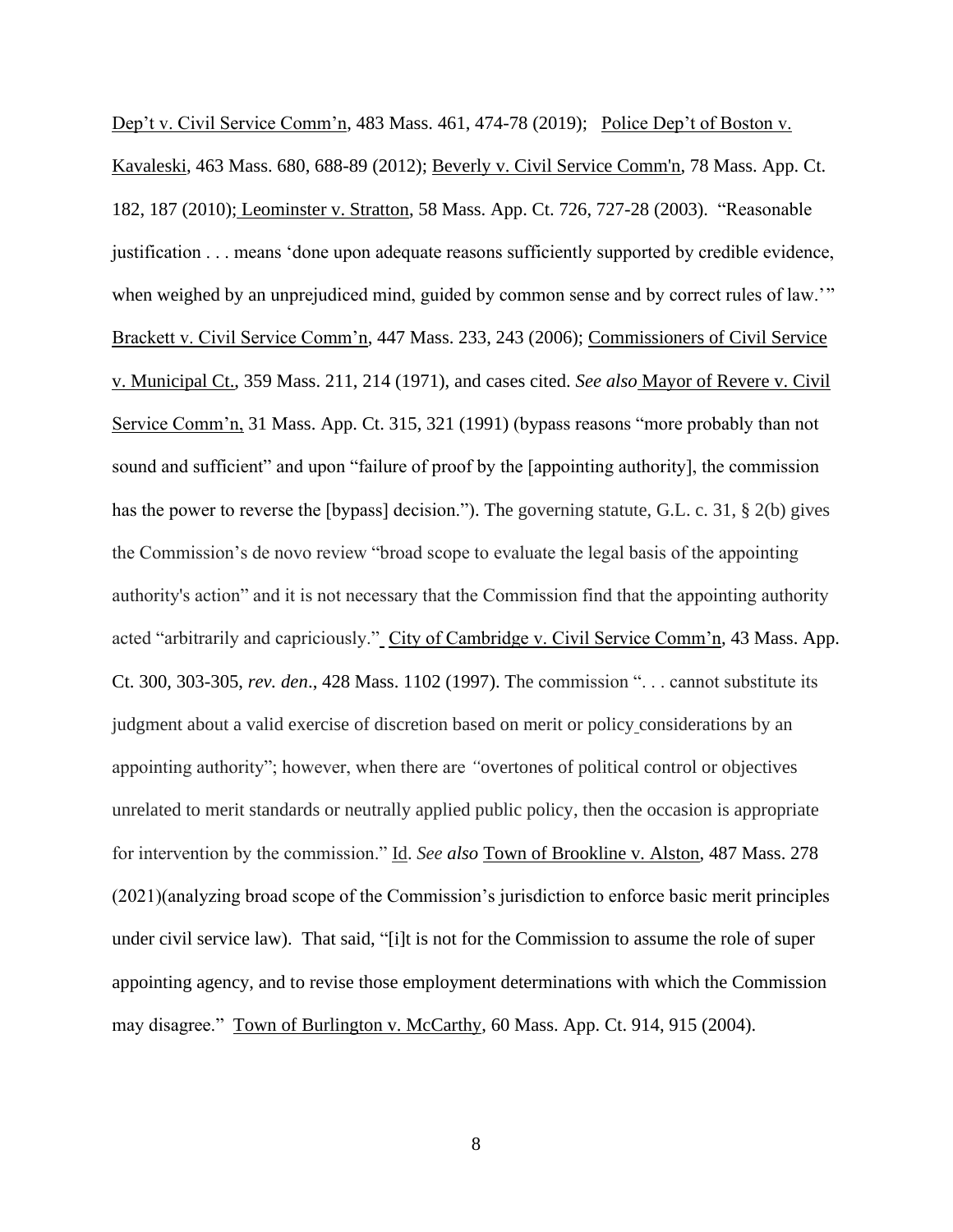Dep't v. Civil Service Comm'n, 483 Mass. 461, 474-78 (2019); Police Dep't of Boston v. Kavaleski, 463 Mass. 680, 688-89 (2012); Beverly v. Civil Service Comm'n, 78 Mass. App. Ct. 182, 187 (2010); Leominster v. Stratton, 58 Mass. App. Ct. 726, 727-28 (2003). "Reasonable justification . . . means 'done upon adequate reasons sufficiently supported by credible evidence, when weighed by an unprejudiced mind, guided by common sense and by correct rules of law.'" Brackett v. Civil Service Comm'n, 447 Mass. 233, 243 (2006); Commissioners of Civil Service v. Municipal Ct., 359 Mass. 211, 214 (1971), and cases cited. *See also* Mayor of Revere v. Civil Service Comm'n, 31 Mass. App. Ct. 315, 321 (1991) (bypass reasons "more probably than not sound and sufficient" and upon "failure of proof by the [appointing authority], the commission has the power to reverse the [bypass] decision."). The governing statute, G.L. c. 31, § 2(b) gives the Commission's de novo review "broad scope to evaluate the legal basis of the appointing authority's action" and it is not necessary that the Commission find that the appointing authority acted "arbitrarily and capriciously." City of Cambridge v. Civil Service Comm'n, 43 Mass. App. Ct. 300, 303-305, *rev. den*., 428 Mass. 1102 (1997). The commission ". . . cannot substitute its judgment about a valid exercise of discretion based on merit or policy considerations by an appointing authority"; however, when there are "overtones of political control or objectives unrelated to merit standards or neutrally applied public policy, then the occasion is appropriate for intervention by the commission." Id. *See also* Town of Brookline v. Alston, 487 Mass. 278 (2021)(analyzing broad scope of the Commission's jurisdiction to enforce basic merit principles under civil service law). That said, "[i]t is not for the Commission to assume the role of super appointing agency, and to revise those employment determinations with which the Commission may disagree." Town of Burlington v. McCarthy, 60 Mass. App. Ct. 914, 915 (2004).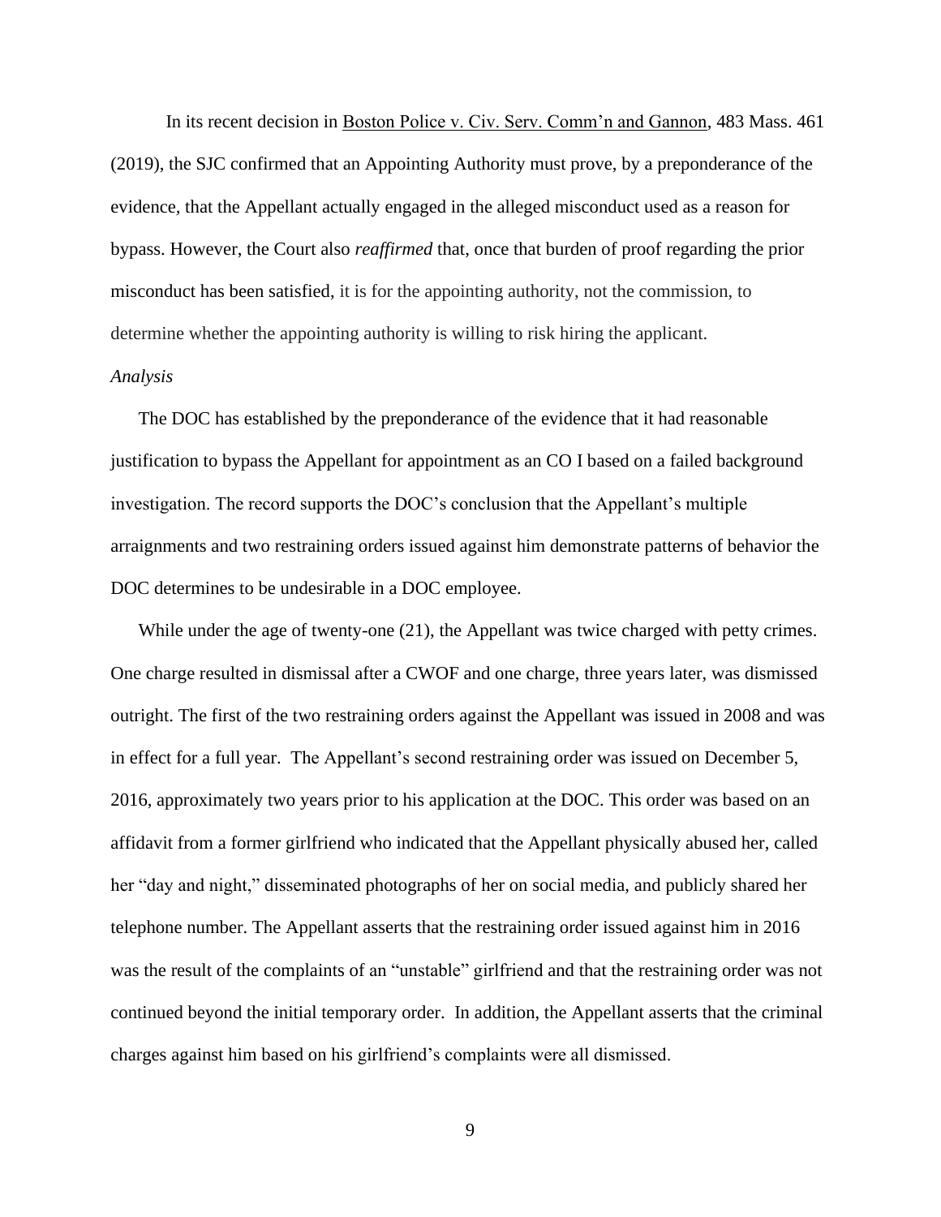In its recent decision in Boston Police v. Civ. Serv. Comm'n and Gannon, 483 Mass. 461 (2019), the SJC confirmed that an Appointing Authority must prove, by a preponderance of the evidence, that the Appellant actually engaged in the alleged misconduct used as a reason for bypass. However, the Court also *reaffirmed* that, once that burden of proof regarding the prior misconduct has been satisfied, it is for the appointing authority, not the commission, to determine whether the appointing authority is willing to risk hiring the applicant.

*Analysis*

The DOC has established by the preponderance of the evidence that it had reasonable justification to bypass the Appellant for appointment as an CO I based on a failed background investigation. The record supports the DOC's conclusion that the Appellant's multiple arraignments and two restraining orders issued against him demonstrate patterns of behavior the DOC determines to be undesirable in a DOC employee.

While under the age of twenty-one (21), the Appellant was twice charged with petty crimes. One charge resulted in dismissal after a CWOF and one charge, three years later, was dismissed outright. The first of the two restraining orders against the Appellant was issued in 2008 and was in effect for a full year. The Appellant's second restraining order was issued on December 5, 2016, approximately two years prior to his application at the DOC. This order was based on an affidavit from a former girlfriend who indicated that the Appellant physically abused her, called her "day and night," disseminated photographs of her on social media, and publicly shared her telephone number. The Appellant asserts that the restraining order issued against him in 2016 was the result of the complaints of an "unstable" girlfriend and that the restraining order was not continued beyond the initial temporary order. In addition, the Appellant asserts that the criminal charges against him based on his girlfriend's complaints were all dismissed.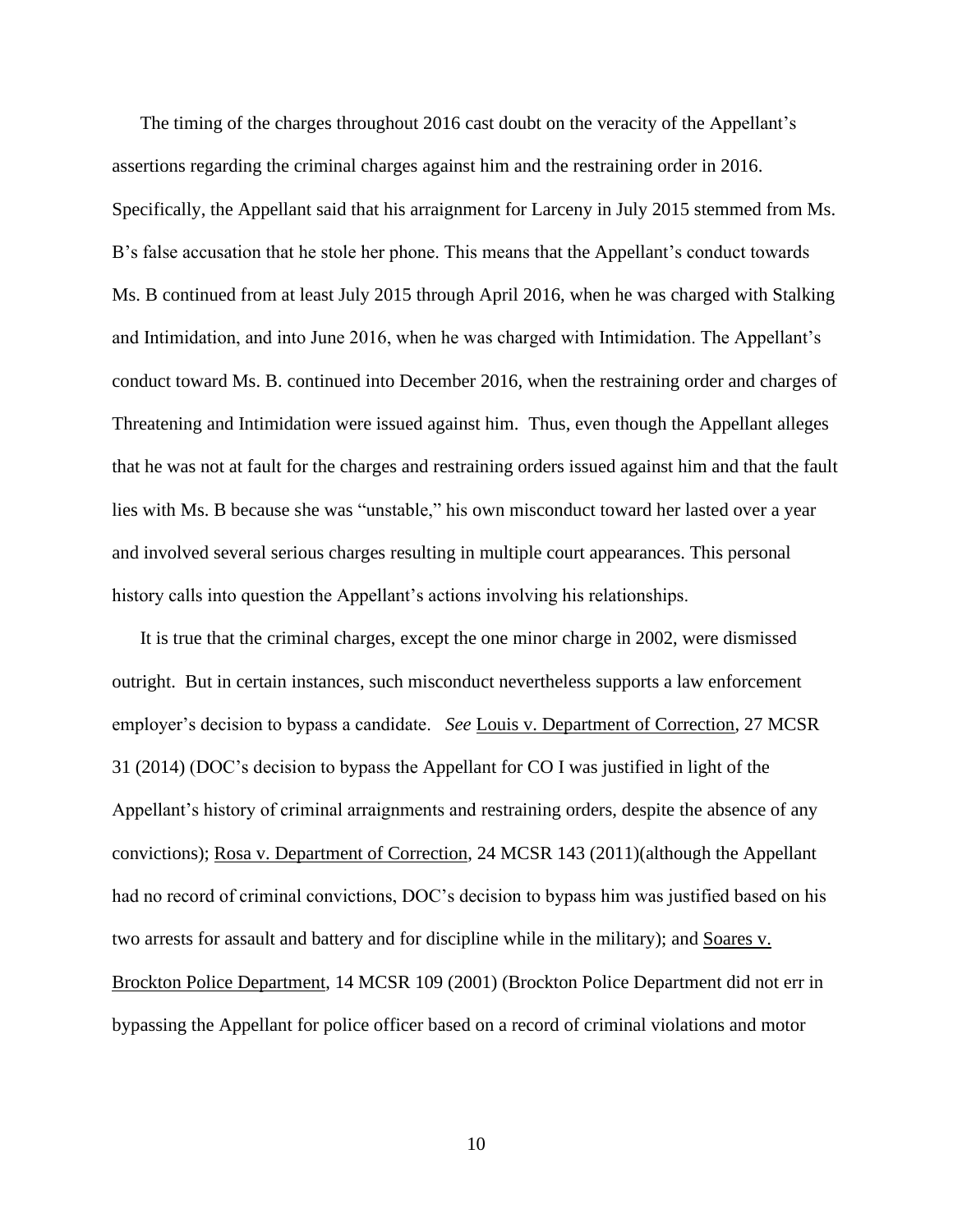The timing of the charges throughout 2016 cast doubt on the veracity of the Appellant's assertions regarding the criminal charges against him and the restraining order in 2016. Specifically, the Appellant said that his arraignment for Larceny in July 2015 stemmed from Ms. B's false accusation that he stole her phone. This means that the Appellant's conduct towards Ms. B continued from at least July 2015 through April 2016, when he was charged with Stalking and Intimidation, and into June 2016, when he was charged with Intimidation. The Appellant's conduct toward Ms. B. continued into December 2016, when the restraining order and charges of Threatening and Intimidation were issued against him. Thus, even though the Appellant alleges that he was not at fault for the charges and restraining orders issued against him and that the fault lies with Ms. B because she was "unstable," his own misconduct toward her lasted over a year and involved several serious charges resulting in multiple court appearances. This personal history calls into question the Appellant's actions involving his relationships.

It is true that the criminal charges, except the one minor charge in 2002, were dismissed outright. But in certain instances, such misconduct nevertheless supports a law enforcement employer's decision to bypass a candidate. *See* Louis v. Department of Correction, 27 MCSR 31 (2014) (DOC's decision to bypass the Appellant for CO I was justified in light of the Appellant's history of criminal arraignments and restraining orders, despite the absence of any convictions); Rosa v. Department of Correction, 24 MCSR 143 (2011)(although the Appellant had no record of criminal convictions, DOC's decision to bypass him was justified based on his two arrests for assault and battery and for discipline while in the military); and Soares v. Brockton Police Department, 14 MCSR 109 (2001) (Brockton Police Department did not err in bypassing the Appellant for police officer based on a record of criminal violations and motor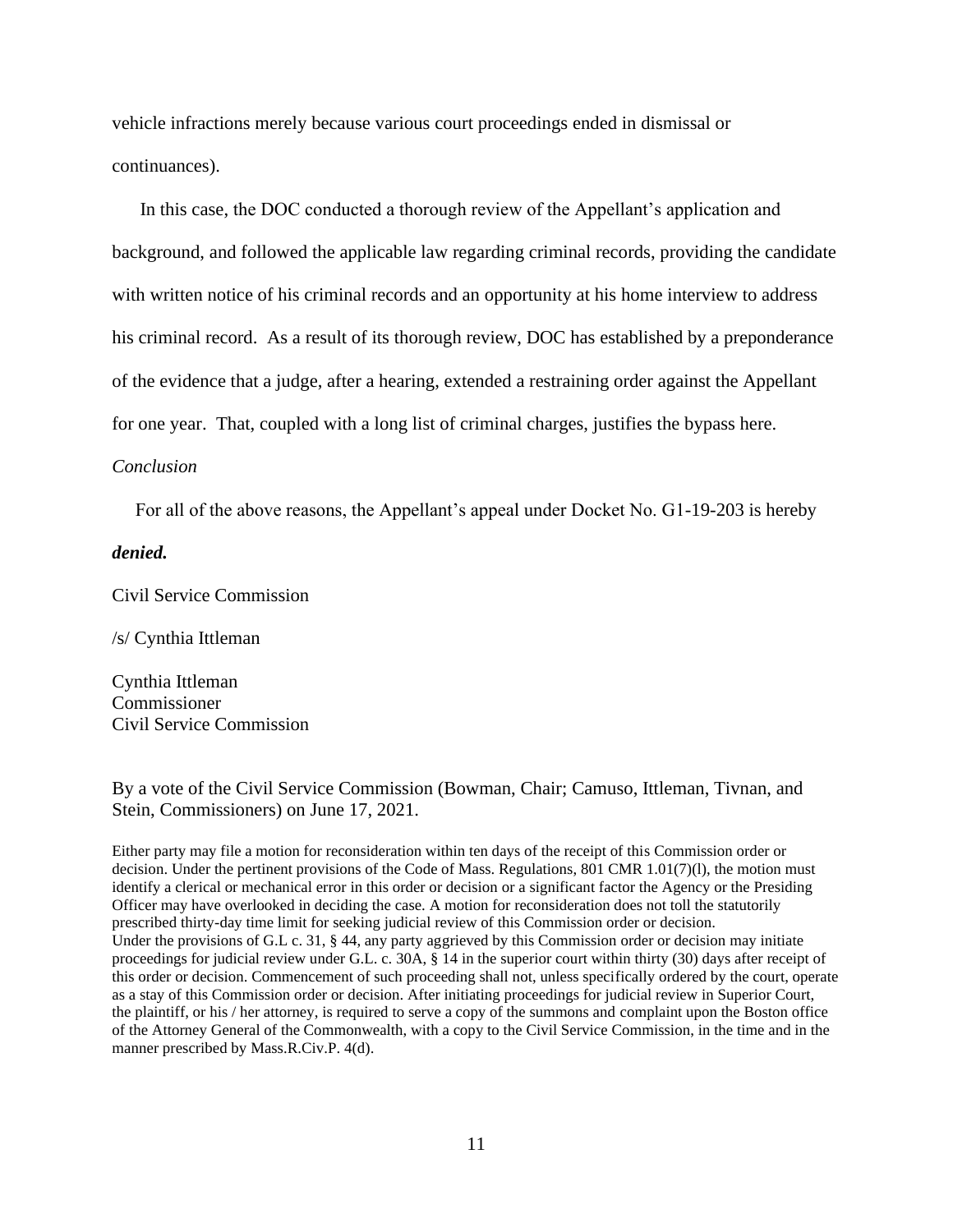vehicle infractions merely because various court proceedings ended in dismissal or continuances).

In this case, the DOC conducted a thorough review of the Appellant's application and background, and followed the applicable law regarding criminal records, providing the candidate with written notice of his criminal records and an opportunity at his home interview to address his criminal record. As a result of its thorough review, DOC has established by a preponderance of the evidence that a judge, after a hearing, extended a restraining order against the Appellant for one year. That, coupled with a long list of criminal charges, justifies the bypass here.

*Conclusion*

For all of the above reasons, the Appellant's appeal under Docket No. G1-19-203 is hereby ***denied.***

Civil Service Commission

/s/ Cynthia Ittleman

Cynthia Ittleman
Commissioner
Civil Service Commission

By a vote of the Civil Service Commission (Bowman, Chair; Camuso, Ittleman, Tivnan, and Stein, Commissioners) on June 17, 2021.

Either party may file a motion for reconsideration within ten days of the receipt of this Commission order or decision. Under the pertinent provisions of the Code of Mass. Regulations, 801 CMR 1.01(7)(l), the motion must identify a clerical or mechanical error in this order or decision or a significant factor the Agency or the Presiding Officer may have overlooked in deciding the case. A motion for reconsideration does not toll the statutorily prescribed thirty-day time limit for seeking judicial review of this Commission order or decision.
Under the provisions of G.L c. 31, § 44, any party aggrieved by this Commission order or decision may initiate proceedings for judicial review under G.L. c. 30A, § 14 in the superior court within thirty (30) days after receipt of this order or decision. Commencement of such proceeding shall not, unless specifically ordered by the court, operate as a stay of this Commission order or decision. After initiating proceedings for judicial review in Superior Court, the plaintiff, or his / her attorney, is required to serve a copy of the summons and complaint upon the Boston office of the Attorney General of the Commonwealth, with a copy to the Civil Service Commission, in the time and in the manner prescribed by Mass.R.Civ.P. 4(d).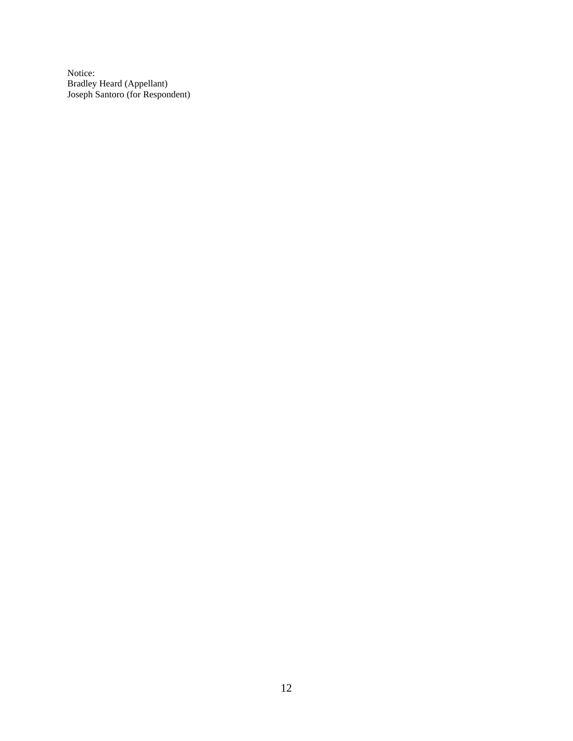Notice:
Bradley Heard (Appellant)
Joseph Santoro (for Respondent)